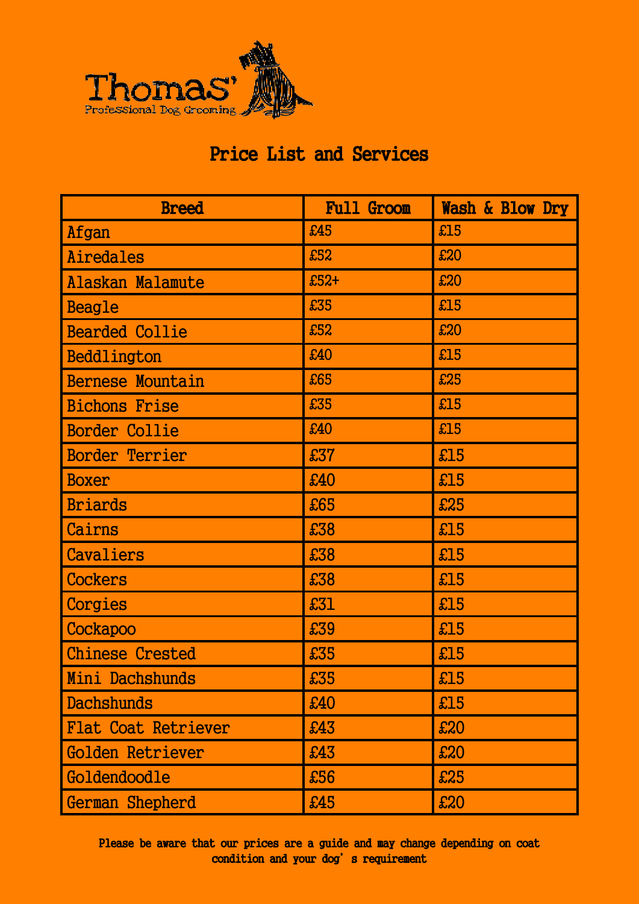Thomas'

Professional Dog Grooming

# Price List and Services

| Breed | Full Groom | Wash & Blow Dry |
|---|---|---|
| Afgan | £45 | £15 |
| Airedales | £52 | £20 |
| Alaskan Malamute | £52+ | £20 |
| Beagle | £35 | £15 |
| Bearded Collie | £52 | £20 |
| Beddlington | £40 | £15 |
| Bernese Mountain | £65 | £25 |
| Bichons Frise | £35 | £15 |
| Border Collie | £40 | £15 |
| Border Terrier | £37 | £15 |
| Boxer | £40 | £15 |
| Briards | £65 | £25 |
| Cairns | £38 | £15 |
| Cavaliers | £38 | £15 |
| Cockers | £38 | £15 |
| Corgies | £31 | £15 |
| Cockapoo | £39 | £15 |
| Chinese Crested | £35 | £15 |
| Mini Dachshunds | £35 | £15 |
| Dachshunds | £40 | £15 |
| Flat Coat Retriever | £43 | £20 |
| Golden Retriever | £43 | £20 |
| Goldendoodle | £56 | £25 |
| German Shepherd | £45 | £20 |

**Please be aware that our prices are a guide and may change depending on coat condition and your dog's requirement**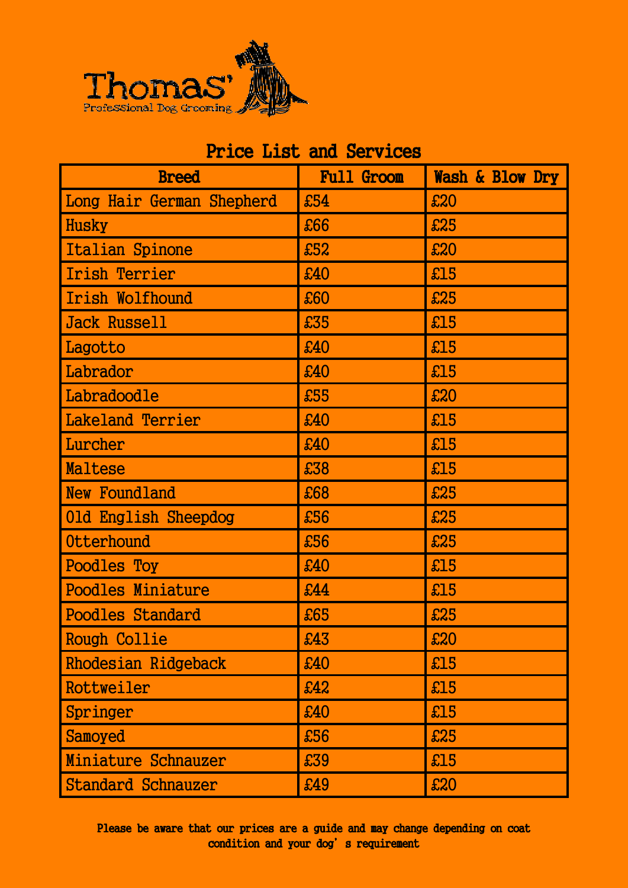Thomas'

Professional Dog Grooming

## Price List and Services

| Breed | Full Groom | Wash & Blow Dry |
|---|---|---|
| Long Hair German Shepherd | £54 | £20 |
| Husky | £66 | £25 |
| Italian Spinone | £52 | £20 |
| Irish Terrier | £40 | £15 |
| Irish Wolfhound | £60 | £25 |
| Jack Russell | £35 | £15 |
| Lagotto | £40 | £15 |
| Labrador | £40 | £15 |
| Labradoodle | £55 | £20 |
| Lakeland Terrier | £40 | £15 |
| Lurcher | £40 | £15 |
| Maltese | £38 | £15 |
| New Foundland | £68 | £25 |
| Old English Sheepdog | £56 | £25 |
| Otterhound | £56 | £25 |
| Poodles Toy | £40 | £15 |
| Poodles Miniature | £44 | £15 |
| Poodles Standard | £65 | £25 |
| Rough Collie | £43 | £20 |
| Rhodesian Ridgeback | £40 | £15 |
| Rottweiler | £42 | £15 |
| Springer | £40 | £15 |
| Samoyed | £56 | £25 |
| Miniature Schnauzer | £39 | £15 |
| Standard Schnauzer | £49 | £20 |

**Please be aware that our prices are a guide and may change depending on coat condition and your dog's requirement**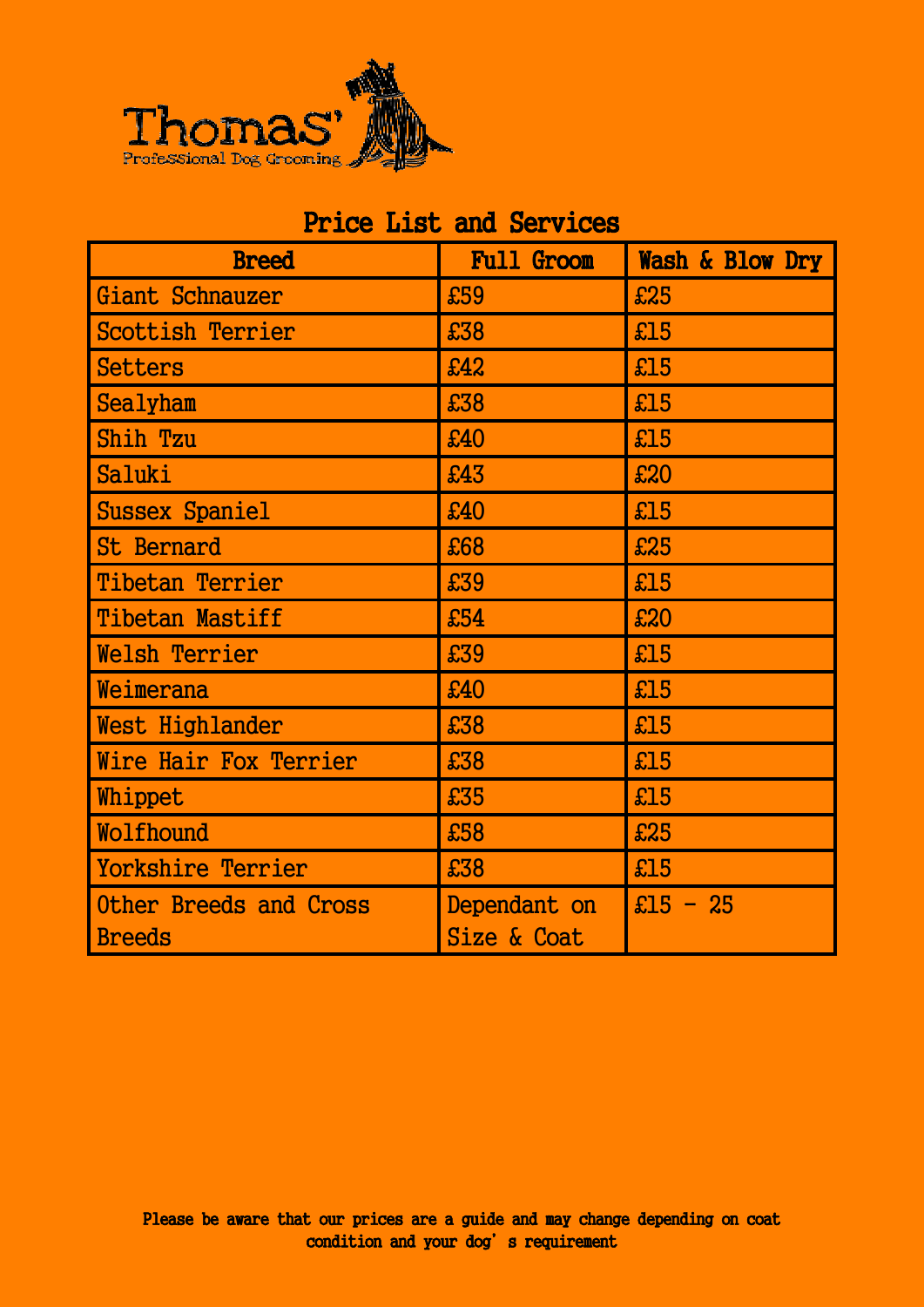Thomas'

Professional Dog Grooming

## Price List and Services

| Breed | Full Groom | Wash & Blow Dry |
|---|---|---|
| Giant Schnauzer | £59 | £25 |
| Scottish Terrier | £38 | £15 |
| Setters | £42 | £15 |
| Sealyham | £38 | £15 |
| Shih Tzu | £40 | £15 |
| Saluki | £43 | £20 |
| Sussex Spaniel | £40 | £15 |
| St Bernard | £68 | £25 |
| Tibetan Terrier | £39 | £15 |
| Tibetan Mastiff | £54 | £20 |
| Welsh Terrier | £39 | £15 |
| Weimerana | £40 | £15 |
| West Highlander | £38 | £15 |
| Wire Hair Fox Terrier | £38 | £15 |
| Whippet | £35 | £15 |
| Wolfhound | £58 | £25 |
| Yorkshire Terrier | £38 | £15 |
| Other Breeds and Cross Breeds | Dependant on Size & Coat | £15 - 25 |

**Please be aware that our prices are a guide and may change depending on coat condition and your dog's requirement**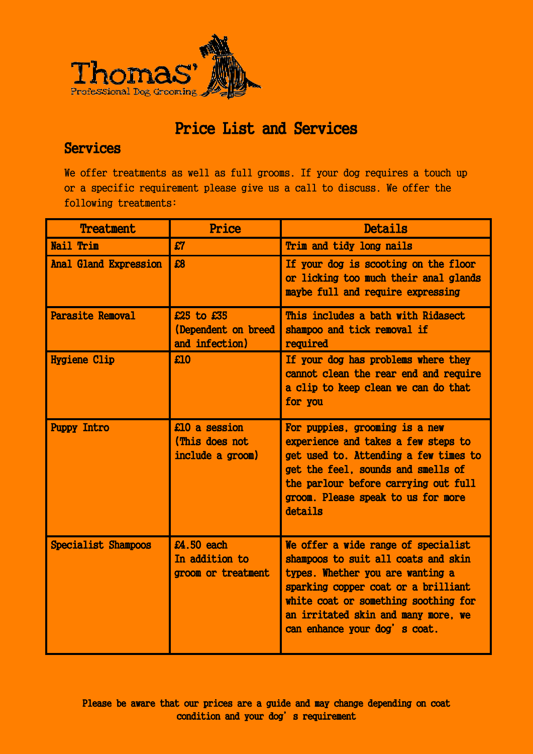Thomas'
Professional Dog Grooming

# Price List and Services

## Services

We offer treatments as well as full grooms. If your dog requires a touch up or a specific requirement please give us a call to discuss. We offer the following treatments:

| Treatment | Price | Details |
|---|---|---|
| Nail Trim | £7 | Trim and tidy long nails |
| Anal Gland Expression | £8 | If your dog is scooting on the floor or licking too much their anal glands maybe full and require expressing |
| Parasite Removal | £25 to £35 (Dependent on breed and infection) | This includes a bath with Ridasect shampoo and tick removal if required |
| Hygiene Clip | £10 | If your dog has problems where they cannot clean the rear end and require a clip to keep clean we can do that for you |
| Puppy Intro | £10 a session (This does not include a groom) | For puppies, grooming is a new experience and takes a few steps to get used to. Attending a few times to get the feel, sounds and smells of the parlour before carrying out full groom. Please speak to us for more details |
| Specialist Shampoos | £4.50 each In addition to groom or treatment | We offer a wide range of specialist shampoos to suit all coats and skin types. Whether you are wanting a sparking copper coat or a brilliant white coat or something soothing for an irritated skin and many more, we can enhance your dog's coat. |

**Please be aware that our prices are a guide and may change depending on coat condition and your dog's requirement**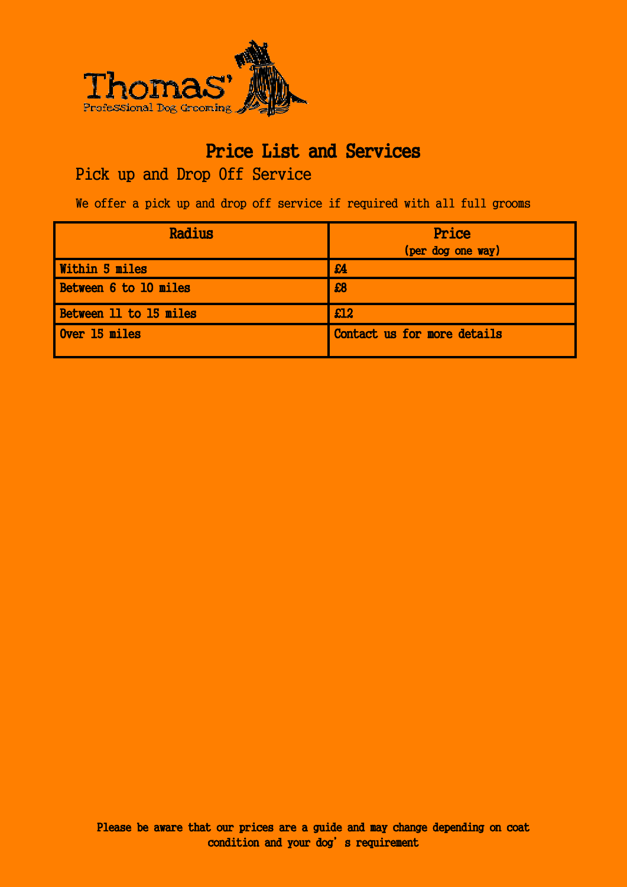Thomas'
Professional Dog Grooming

# Price List and Services

## Pick up and Drop Off Service

We offer a pick up and drop off service if required with all full grooms

| Radius | Price (per dog one way) |
| --- | --- |
| Within 5 miles | £4 |
| Between 6 to 10 miles | £8 |
| Between 11 to 15 miles | £12 |
| Over 15 miles | Contact us for more details |

**Please be aware that our prices are a guide and may change depending on coat condition and your dog's requirement**